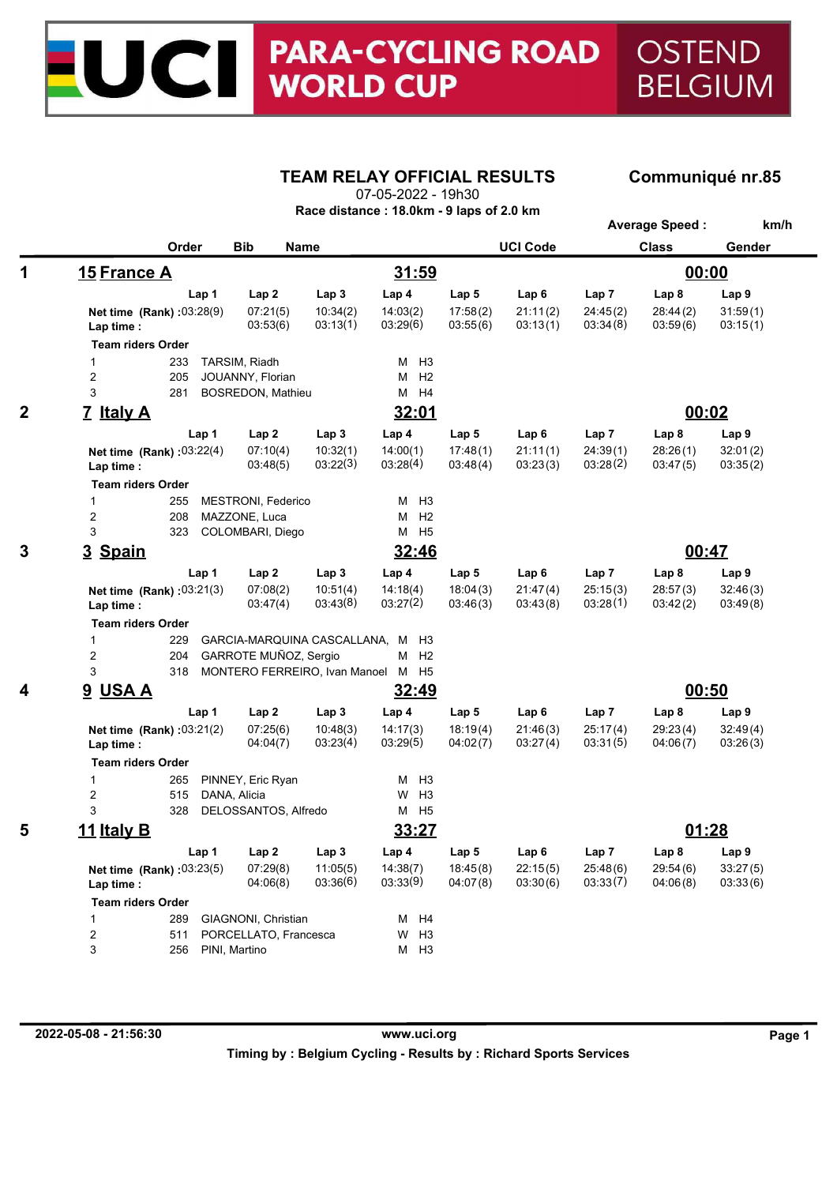# UCI PARA-CYCLING ROAD WORLD CUP OSTEND BELGIUM

## TEAM RELAY OFFICIAL RESULTS

**Communiqué nr.85**

07-05-2022 - 19h30

**Race distance : 18.0km - 9 laps of 2.0 km**

**Average Speed :** km/h

| | Order | Bib | Name | UCI Code | Class | Gender |
|---|---|---|---|---|---|---|

### 1 — 15 France A — 31:59 — 00:00

| | Lap 1 | Lap 2 | Lap 3 | Lap 4 | Lap 5 | Lap 6 | Lap 7 | Lap 8 | Lap 9 |
|---|---|---|---|---|---|---|---|---|---|
| Net time (Rank) : | 03:28(9) | 07:21(5) | 10:34(2) | 14:03(2) | 17:58(2) | 21:11(2) | 24:45(2) | 28:44(2) | 31:59(1) |
| Lap time : | | 03:53(6) | 03:13(1) | 03:29(6) | 03:55(6) | 03:13(1) | 03:34(8) | 03:59(6) | 03:15(1) |

**Team riders Order**

| Order | Bib | Name | Gender | Class |
|---|---|---|---|---|
| 1 | 233 | TARSIM, Riadh | M | H3 |
| 2 | 205 | JOUANNY, Florian | M | H2 |
| 3 | 281 | BOSREDON, Mathieu | M | H4 |

### 2 — 7 Italy A — 32:01 — 00:02

| | Lap 1 | Lap 2 | Lap 3 | Lap 4 | Lap 5 | Lap 6 | Lap 7 | Lap 8 | Lap 9 |
|---|---|---|---|---|---|---|---|---|---|
| Net time (Rank) : | 03:22(4) | 07:10(4) | 10:32(1) | 14:00(1) | 17:48(1) | 21:11(1) | 24:39(1) | 28:26(1) | 32:01(2) |
| Lap time : | | 03:48(5) | 03:22(3) | 03:28(4) | 03:48(4) | 03:23(3) | 03:28(2) | 03:47(5) | 03:35(2) |

**Team riders Order**

| Order | Bib | Name | Gender | Class |
|---|---|---|---|---|
| 1 | 255 | MESTRONI, Federico | M | H3 |
| 2 | 208 | MAZZONE, Luca | M | H2 |
| 3 | 323 | COLOMBARI, Diego | M | H5 |

### 3 — 3 Spain — 32:46 — 00:47

| | Lap 1 | Lap 2 | Lap 3 | Lap 4 | Lap 5 | Lap 6 | Lap 7 | Lap 8 | Lap 9 |
|---|---|---|---|---|---|---|---|---|---|
| Net time (Rank) : | 03:21(3) | 07:08(2) | 10:51(4) | 14:18(4) | 18:04(3) | 21:47(4) | 25:15(3) | 28:57(3) | 32:46(3) |
| Lap time : | | 03:47(4) | 03:43(8) | 03:27(2) | 03:46(3) | 03:43(8) | 03:28(1) | 03:42(2) | 03:49(8) |

**Team riders Order**

| Order | Bib | Name | Gender | Class |
|---|---|---|---|---|
| 1 | 229 | GARCIA-MARQUINA CASCALLANA, | M | H3 |
| 2 | 204 | GARROTE MUÑOZ, Sergio | M | H2 |
| 3 | 318 | MONTERO FERREIRO, Ivan Manoel | M | H5 |

### 4 — 9 USA A — 32:49 — 00:50

| | Lap 1 | Lap 2 | Lap 3 | Lap 4 | Lap 5 | Lap 6 | Lap 7 | Lap 8 | Lap 9 |
|---|---|---|---|---|---|---|---|---|---|
| Net time (Rank) : | 03:21(2) | 07:25(6) | 10:48(3) | 14:17(3) | 18:19(4) | 21:46(3) | 25:17(4) | 29:23(4) | 32:49(4) |
| Lap time : | | 04:04(7) | 03:23(4) | 03:29(5) | 04:02(7) | 03:27(4) | 03:31(5) | 04:06(7) | 03:26(3) |

**Team riders Order**

| Order | Bib | Name | Gender | Class |
|---|---|---|---|---|
| 1 | 265 | PINNEY, Eric Ryan | M | H3 |
| 2 | 515 | DANA, Alicia | W | H3 |
| 3 | 328 | DELOSSANTOS, Alfredo | M | H5 |

### 5 — 11 Italy B — 33:27 — 01:28

| | Lap 1 | Lap 2 | Lap 3 | Lap 4 | Lap 5 | Lap 6 | Lap 7 | Lap 8 | Lap 9 |
|---|---|---|---|---|---|---|---|---|---|
| Net time (Rank) : | 03:23(5) | 07:29(8) | 11:05(5) | 14:38(7) | 18:45(8) | 22:15(5) | 25:48(6) | 29:54(6) | 33:27(5) |
| Lap time : | | 04:06(8) | 03:36(6) | 03:33(9) | 04:07(8) | 03:30(6) | 03:33(7) | 04:06(8) | 03:33(6) |

**Team riders Order**

| Order | Bib | Name | Gender | Class |
|---|---|---|---|---|
| 1 | 289 | GIAGNONI, Christian | M | H4 |
| 2 | 511 | PORCELLATO, Francesca | W | H3 |
| 3 | 256 | PINI, Martino | M | H3 |

2022-05-08 - 21:56:30 — www.uci.org

Timing by : Belgium Cycling - Results by : Richard Sports Services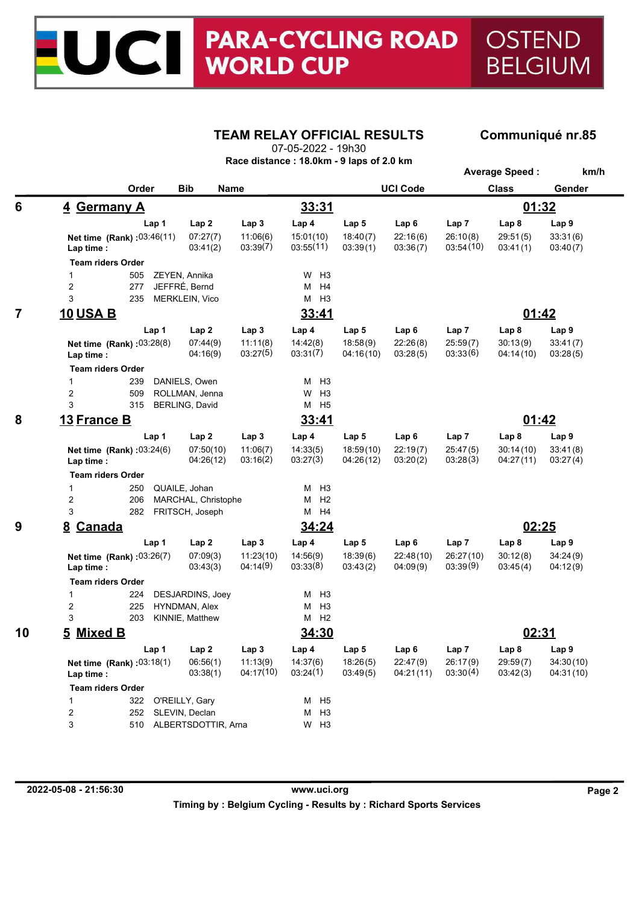# UCI PARA-CYCLING ROAD WORLD CUP OSTEND BELGIUM

## TEAM RELAY OFFICIAL RESULTS

**Communiqué nr.85**

07-05-2022 - 19h30

**Race distance : 18.0km - 9 laps of 2.0 km**

**Average Speed :** km/h

| | Order | Bib | Name | UCI Code | Class | Gender |
|---|---|---|---|---|---|---|

### 6 — 4 Germany A — 33:31 — 01:32

| | Lap 1 | Lap 2 | Lap 3 | Lap 4 | Lap 5 | Lap 6 | Lap 7 | Lap 8 | Lap 9 |
|---|---|---|---|---|---|---|---|---|---|
| **Net time (Rank) :** | 03:46(11) | 07:27(7) | 11:06(6) | 15:01(10) | 18:40(7) | 22:16(6) | 26:10(8) | 29:51(5) | 33:31(6) |
| **Lap time :** | | 03:41(2) | 03:39(7) | 03:55(11) | 03:39(1) | 03:36(7) | 03:54(10) | 03:41(1) | 03:40(7) |

**Team riders Order**

| Order | Bib | Name | Gender | Class |
|---|---|---|---|---|
| 1 | 505 | ZEYEN, Annika | W | H3 |
| 2 | 277 | JEFFRÉ, Bernd | M | H4 |
| 3 | 235 | MERKLEIN, Vico | M | H3 |

### 7 — 10 USA B — 33:41 — 01:42

| | Lap 1 | Lap 2 | Lap 3 | Lap 4 | Lap 5 | Lap 6 | Lap 7 | Lap 8 | Lap 9 |
|---|---|---|---|---|---|---|---|---|---|
| **Net time (Rank) :** | 03:28(8) | 07:44(9) | 11:11(8) | 14:42(8) | 18:58(9) | 22:26(8) | 25:59(7) | 30:13(9) | 33:41(7) |
| **Lap time :** | | 04:16(9) | 03:27(5) | 03:31(7) | 04:16(10) | 03:28(5) | 03:33(6) | 04:14(10) | 03:28(5) |

**Team riders Order**

| Order | Bib | Name | Gender | Class |
|---|---|---|---|---|
| 1 | 239 | DANIELS, Owen | M | H3 |
| 2 | 509 | ROLLMAN, Jenna | W | H3 |
| 3 | 315 | BERLING, David | M | H5 |

### 8 — 13 France B — 33:41 — 01:42

| | Lap 1 | Lap 2 | Lap 3 | Lap 4 | Lap 5 | Lap 6 | Lap 7 | Lap 8 | Lap 9 |
|---|---|---|---|---|---|---|---|---|---|
| **Net time (Rank) :** | 03:24(6) | 07:50(10) | 11:06(7) | 14:33(5) | 18:59(10) | 22:19(7) | 25:47(5) | 30:14(10) | 33:41(8) |
| **Lap time :** | | 04:26(12) | 03:16(2) | 03:27(3) | 04:26(12) | 03:20(2) | 03:28(3) | 04:27(11) | 03:27(4) |

**Team riders Order**

| Order | Bib | Name | Gender | Class |
|---|---|---|---|---|
| 1 | 250 | QUAILE, Johan | M | H3 |
| 2 | 206 | MARCHAL, Christophe | M | H2 |
| 3 | 282 | FRITSCH, Joseph | M | H4 |

### 9 — 8 Canada — 34:24 — 02:25

| | Lap 1 | Lap 2 | Lap 3 | Lap 4 | Lap 5 | Lap 6 | Lap 7 | Lap 8 | Lap 9 |
|---|---|---|---|---|---|---|---|---|---|
| **Net time (Rank) :** | 03:26(7) | 07:09(3) | 11:23(10) | 14:56(9) | 18:39(6) | 22:48(10) | 26:27(10) | 30:12(8) | 34:24(9) |
| **Lap time :** | | 03:43(3) | 04:14(9) | 03:33(8) | 03:43(2) | 04:09(9) | 03:39(9) | 03:45(4) | 04:12(9) |

**Team riders Order**

| Order | Bib | Name | Gender | Class |
|---|---|---|---|---|
| 1 | 224 | DESJARDINS, Joey | M | H3 |
| 2 | 225 | HYNDMAN, Alex | M | H3 |
| 3 | 203 | KINNIE, Matthew | M | H2 |

### 10 — 5 Mixed B — 34:30 — 02:31

| | Lap 1 | Lap 2 | Lap 3 | Lap 4 | Lap 5 | Lap 6 | Lap 7 | Lap 8 | Lap 9 |
|---|---|---|---|---|---|---|---|---|---|
| **Net time (Rank) :** | 03:18(1) | 06:56(1) | 11:13(9) | 14:37(6) | 18:26(5) | 22:47(9) | 26:17(9) | 29:59(7) | 34:30(10) |
| **Lap time :** | | 03:38(1) | 04:17(10) | 03:24(1) | 03:49(5) | 04:21(11) | 03:30(4) | 03:42(3) | 04:31(10) |

**Team riders Order**

| Order | Bib | Name | Gender | Class |
|---|---|---|---|---|
| 1 | 322 | O'REILLY, Gary | M | H5 |
| 2 | 252 | SLEVIN, Declan | M | H3 |
| 3 | 510 | ALBERTSDOTTIR, Arna | W | H3 |

2022-05-08 - 21:56:30 — www.uci.org

Timing by : Belgium Cycling - Results by : Richard Sports Services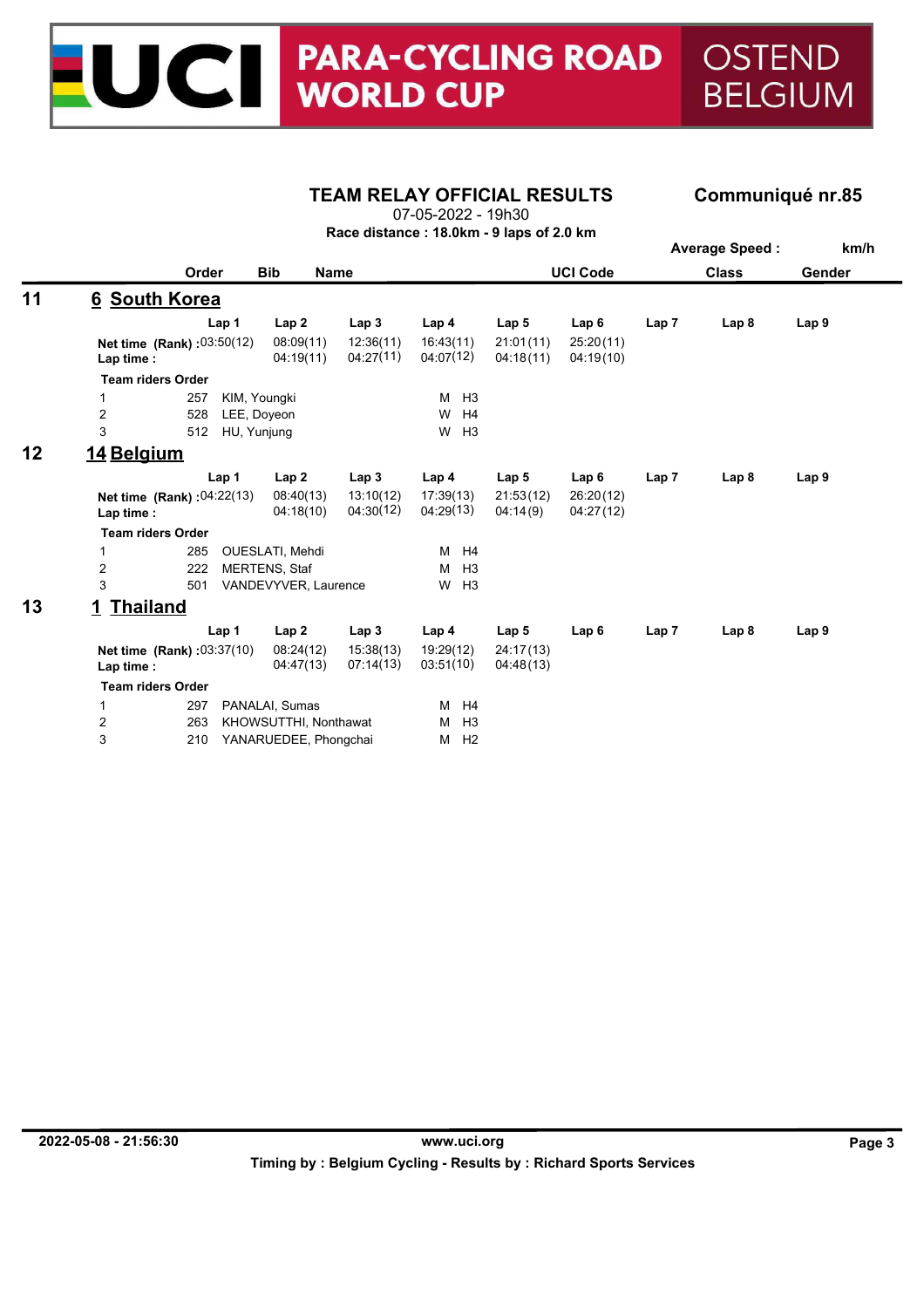# UCI PARA-CYCLING ROAD WORLD CUP OSTEND BELGIUM

## TEAM RELAY OFFICIAL RESULTS

**Communiqué nr.85**

07-05-2022 - 19h30

**Race distance : 18.0km - 9 laps of 2.0 km**

**Average Speed :** km/h

| | Order | Bib | Name | UCI Code | Class | Gender |
|---|---|---|---|---|---|---|

### 11 6 South Korea

| | Lap 1 | Lap 2 | Lap 3 | Lap 4 | Lap 5 | Lap 6 | Lap 7 | Lap 8 | Lap 9 |
|---|---|---|---|---|---|---|---|---|---|
| Net time (Rank) : | 03:50(12) | 08:09(11) | 12:36(11) | 16:43(11) | 21:01(11) | 25:20(11) | | | |
| Lap time : | | 04:19(11) | 04:27(11) | 04:07(12) | 04:18(11) | 04:19(10) | | | |

**Team riders Order**

| Order | Bib | Name | Gender | Class |
|---|---|---|---|---|
| 1 | 257 | KIM, Youngki | M | H3 |
| 2 | 528 | LEE, Doyeon | W | H4 |
| 3 | 512 | HU, Yunjung | W | H3 |

### 12 14 Belgium

| | Lap 1 | Lap 2 | Lap 3 | Lap 4 | Lap 5 | Lap 6 | Lap 7 | Lap 8 | Lap 9 |
|---|---|---|---|---|---|---|---|---|---|
| Net time (Rank) : | 04:22(13) | 08:40(13) | 13:10(12) | 17:39(13) | 21:53(12) | 26:20(12) | | | |
| Lap time : | | 04:18(10) | 04:30(12) | 04:29(13) | 04:14(9) | 04:27(12) | | | |

**Team riders Order**

| Order | Bib | Name | Gender | Class |
|---|---|---|---|---|
| 1 | 285 | OUESLATI, Mehdi | M | H4 |
| 2 | 222 | MERTENS, Staf | M | H3 |
| 3 | 501 | VANDEVYVER, Laurence | W | H3 |

### 13 1 Thailand

| | Lap 1 | Lap 2 | Lap 3 | Lap 4 | Lap 5 | Lap 6 | Lap 7 | Lap 8 | Lap 9 |
|---|---|---|---|---|---|---|---|---|---|
| Net time (Rank) : | 03:37(10) | 08:24(12) | 15:38(13) | 19:29(12) | 24:17(13) | | | | |
| Lap time : | | 04:47(13) | 07:14(13) | 03:51(10) | 04:48(13) | | | | |

**Team riders Order**

| Order | Bib | Name | Gender | Class |
|---|---|---|---|---|
| 1 | 297 | PANALAI, Sumas | M | H4 |
| 2 | 263 | KHOWSUTTHI, Nonthawat | M | H3 |
| 3 | 210 | YANARUEDEE, Phongchai | M | H2 |

2022-05-08 - 21:56:30 | www.uci.org

Timing by : Belgium Cycling - Results by : Richard Sports Services